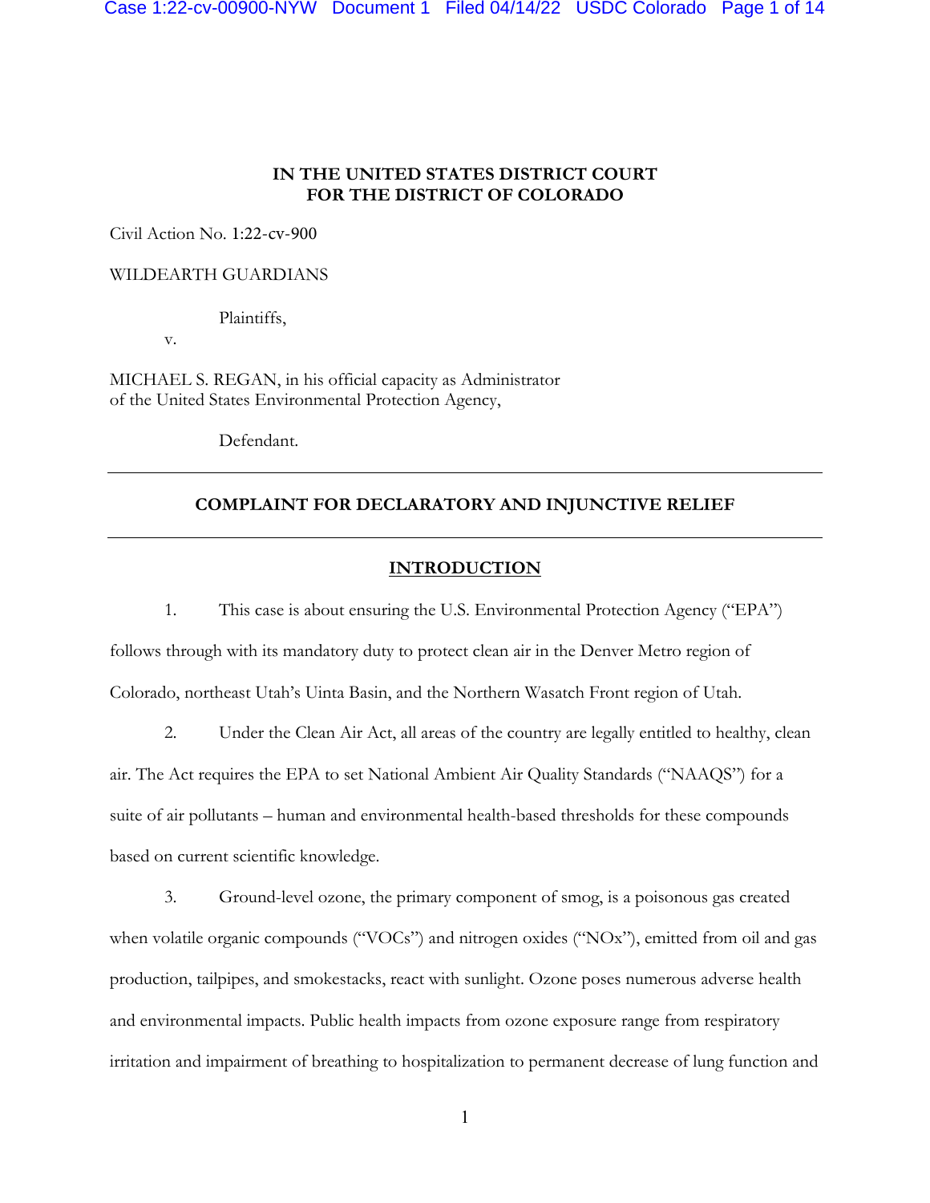**IN THE UNITED STATES DISTRICT COURT**
**FOR THE DISTRICT OF COLORADO**

Civil Action No. 1:22-cv-900

WILDEARTH GUARDIANS

Plaintiffs,

v.

MICHAEL S. REGAN, in his official capacity as Administrator of the United States Environmental Protection Agency,

Defendant.

---

**COMPLAINT FOR DECLARATORY AND INJUNCTIVE RELIEF**

---

## INTRODUCTION

1. This case is about ensuring the U.S. Environmental Protection Agency ("EPA") follows through with its mandatory duty to protect clean air in the Denver Metro region of Colorado, northeast Utah's Uinta Basin, and the Northern Wasatch Front region of Utah.

2. Under the Clean Air Act, all areas of the country are legally entitled to healthy, clean air. The Act requires the EPA to set National Ambient Air Quality Standards ("NAAQS") for a suite of air pollutants – human and environmental health-based thresholds for these compounds based on current scientific knowledge.

3. Ground-level ozone, the primary component of smog, is a poisonous gas created when volatile organic compounds ("VOCs") and nitrogen oxides ("NOx"), emitted from oil and gas production, tailpipes, and smokestacks, react with sunlight. Ozone poses numerous adverse health and environmental impacts. Public health impacts from ozone exposure range from respiratory irritation and impairment of breathing to hospitalization to permanent decrease of lung function and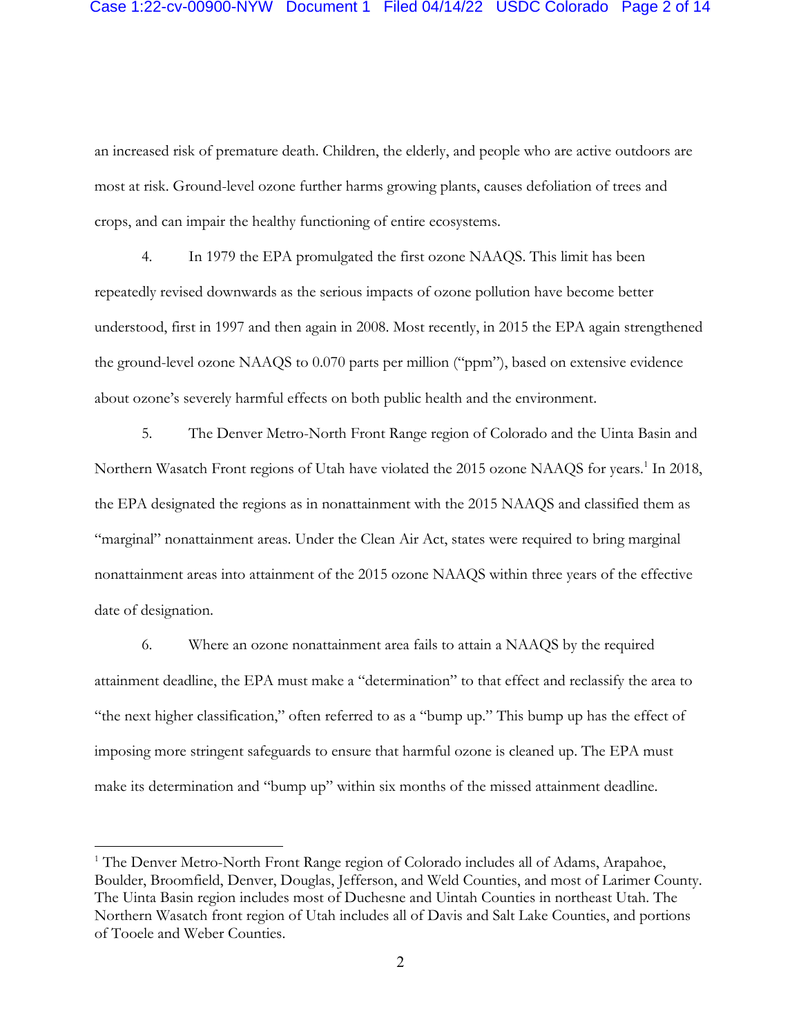an increased risk of premature death. Children, the elderly, and people who are active outdoors are most at risk. Ground-level ozone further harms growing plants, causes defoliation of trees and crops, and can impair the healthy functioning of entire ecosystems.

4. In 1979 the EPA promulgated the first ozone NAAQS. This limit has been repeatedly revised downwards as the serious impacts of ozone pollution have become better understood, first in 1997 and then again in 2008. Most recently, in 2015 the EPA again strengthened the ground-level ozone NAAQS to 0.070 parts per million ("ppm"), based on extensive evidence about ozone's severely harmful effects on both public health and the environment.

5. The Denver Metro-North Front Range region of Colorado and the Uinta Basin and Northern Wasatch Front regions of Utah have violated the 2015 ozone NAAQS for years.[1] In 2018, the EPA designated the regions as in nonattainment with the 2015 NAAQS and classified them as "marginal" nonattainment areas. Under the Clean Air Act, states were required to bring marginal nonattainment areas into attainment of the 2015 ozone NAAQS within three years of the effective date of designation.

6. Where an ozone nonattainment area fails to attain a NAAQS by the required attainment deadline, the EPA must make a "determination" to that effect and reclassify the area to "the next higher classification," often referred to as a "bump up." This bump up has the effect of imposing more stringent safeguards to ensure that harmful ozone is cleaned up. The EPA must make its determination and "bump up" within six months of the missed attainment deadline.

---

[1] The Denver Metro-North Front Range region of Colorado includes all of Adams, Arapahoe, Boulder, Broomfield, Denver, Douglas, Jefferson, and Weld Counties, and most of Larimer County. The Uinta Basin region includes most of Duchesne and Uintah Counties in northeast Utah. The Northern Wasatch front region of Utah includes all of Davis and Salt Lake Counties, and portions of Tooele and Weber Counties.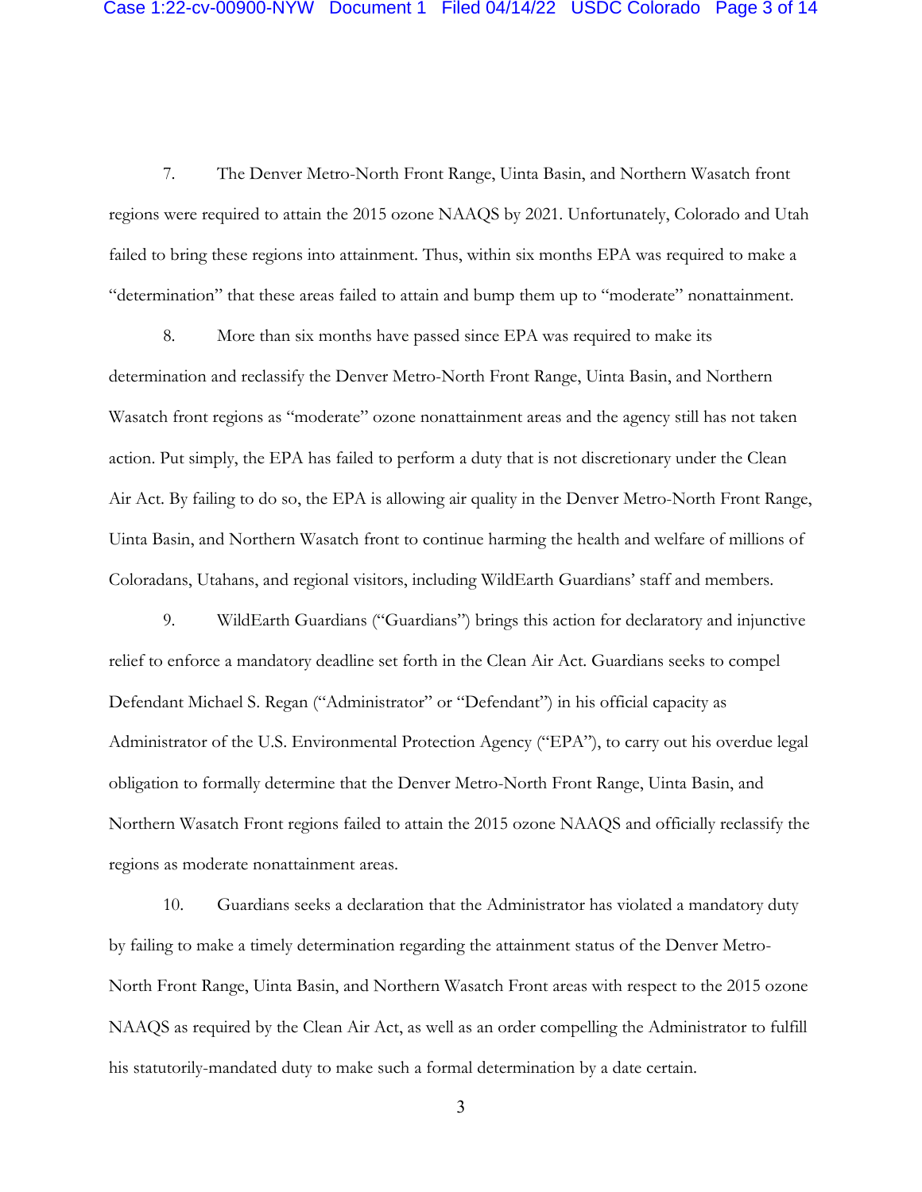7. The Denver Metro-North Front Range, Uinta Basin, and Northern Wasatch front regions were required to attain the 2015 ozone NAAQS by 2021. Unfortunately, Colorado and Utah failed to bring these regions into attainment. Thus, within six months EPA was required to make a "determination" that these areas failed to attain and bump them up to "moderate" nonattainment.

8. More than six months have passed since EPA was required to make its determination and reclassify the Denver Metro-North Front Range, Uinta Basin, and Northern Wasatch front regions as "moderate" ozone nonattainment areas and the agency still has not taken action. Put simply, the EPA has failed to perform a duty that is not discretionary under the Clean Air Act. By failing to do so, the EPA is allowing air quality in the Denver Metro-North Front Range, Uinta Basin, and Northern Wasatch front to continue harming the health and welfare of millions of Coloradans, Utahans, and regional visitors, including WildEarth Guardians' staff and members.

9. WildEarth Guardians ("Guardians") brings this action for declaratory and injunctive relief to enforce a mandatory deadline set forth in the Clean Air Act. Guardians seeks to compel Defendant Michael S. Regan ("Administrator" or "Defendant") in his official capacity as Administrator of the U.S. Environmental Protection Agency ("EPA"), to carry out his overdue legal obligation to formally determine that the Denver Metro-North Front Range, Uinta Basin, and Northern Wasatch Front regions failed to attain the 2015 ozone NAAQS and officially reclassify the regions as moderate nonattainment areas.

10. Guardians seeks a declaration that the Administrator has violated a mandatory duty by failing to make a timely determination regarding the attainment status of the Denver Metro-North Front Range, Uinta Basin, and Northern Wasatch Front areas with respect to the 2015 ozone NAAQS as required by the Clean Air Act, as well as an order compelling the Administrator to fulfill his statutorily-mandated duty to make such a formal determination by a date certain.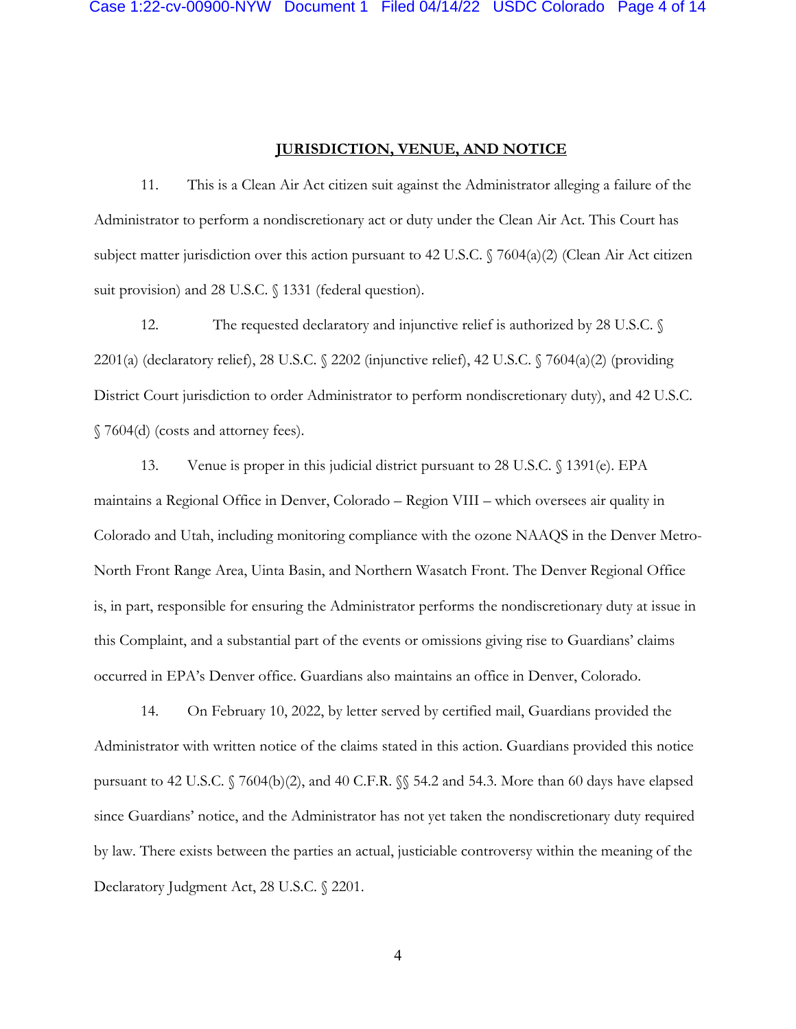## JURISDICTION, VENUE, AND NOTICE

11. This is a Clean Air Act citizen suit against the Administrator alleging a failure of the Administrator to perform a nondiscretionary act or duty under the Clean Air Act. This Court has subject matter jurisdiction over this action pursuant to 42 U.S.C. § 7604(a)(2) (Clean Air Act citizen suit provision) and 28 U.S.C. § 1331 (federal question).

12. The requested declaratory and injunctive relief is authorized by 28 U.S.C. § 2201(a) (declaratory relief), 28 U.S.C. § 2202 (injunctive relief), 42 U.S.C. § 7604(a)(2) (providing District Court jurisdiction to order Administrator to perform nondiscretionary duty), and 42 U.S.C. § 7604(d) (costs and attorney fees).

13. Venue is proper in this judicial district pursuant to 28 U.S.C. § 1391(e). EPA maintains a Regional Office in Denver, Colorado – Region VIII – which oversees air quality in Colorado and Utah, including monitoring compliance with the ozone NAAQS in the Denver Metro-North Front Range Area, Uinta Basin, and Northern Wasatch Front. The Denver Regional Office is, in part, responsible for ensuring the Administrator performs the nondiscretionary duty at issue in this Complaint, and a substantial part of the events or omissions giving rise to Guardians' claims occurred in EPA's Denver office. Guardians also maintains an office in Denver, Colorado.

14. On February 10, 2022, by letter served by certified mail, Guardians provided the Administrator with written notice of the claims stated in this action. Guardians provided this notice pursuant to 42 U.S.C. § 7604(b)(2), and 40 C.F.R. §§ 54.2 and 54.3. More than 60 days have elapsed since Guardians' notice, and the Administrator has not yet taken the nondiscretionary duty required by law. There exists between the parties an actual, justiciable controversy within the meaning of the Declaratory Judgment Act, 28 U.S.C. § 2201.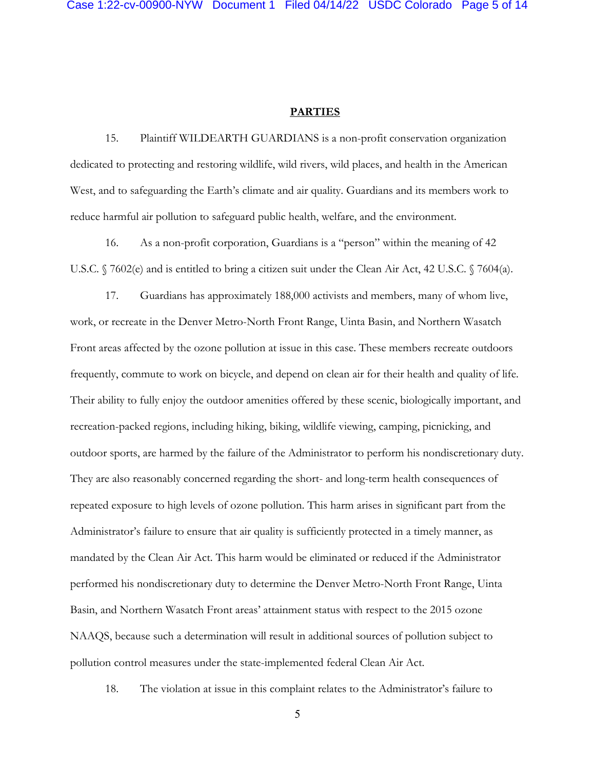## PARTIES

15. Plaintiff WILDEARTH GUARDIANS is a non-profit conservation organization dedicated to protecting and restoring wildlife, wild rivers, wild places, and health in the American West, and to safeguarding the Earth's climate and air quality. Guardians and its members work to reduce harmful air pollution to safeguard public health, welfare, and the environment.

16. As a non-profit corporation, Guardians is a "person" within the meaning of 42 U.S.C. § 7602(e) and is entitled to bring a citizen suit under the Clean Air Act, 42 U.S.C. § 7604(a).

17. Guardians has approximately 188,000 activists and members, many of whom live, work, or recreate in the Denver Metro-North Front Range, Uinta Basin, and Northern Wasatch Front areas affected by the ozone pollution at issue in this case. These members recreate outdoors frequently, commute to work on bicycle, and depend on clean air for their health and quality of life. Their ability to fully enjoy the outdoor amenities offered by these scenic, biologically important, and recreation-packed regions, including hiking, biking, wildlife viewing, camping, picnicking, and outdoor sports, are harmed by the failure of the Administrator to perform his nondiscretionary duty. They are also reasonably concerned regarding the short- and long-term health consequences of repeated exposure to high levels of ozone pollution. This harm arises in significant part from the Administrator's failure to ensure that air quality is sufficiently protected in a timely manner, as mandated by the Clean Air Act. This harm would be eliminated or reduced if the Administrator performed his nondiscretionary duty to determine the Denver Metro-North Front Range, Uinta Basin, and Northern Wasatch Front areas' attainment status with respect to the 2015 ozone NAAQS, because such a determination will result in additional sources of pollution subject to pollution control measures under the state-implemented federal Clean Air Act.

18. The violation at issue in this complaint relates to the Administrator's failure to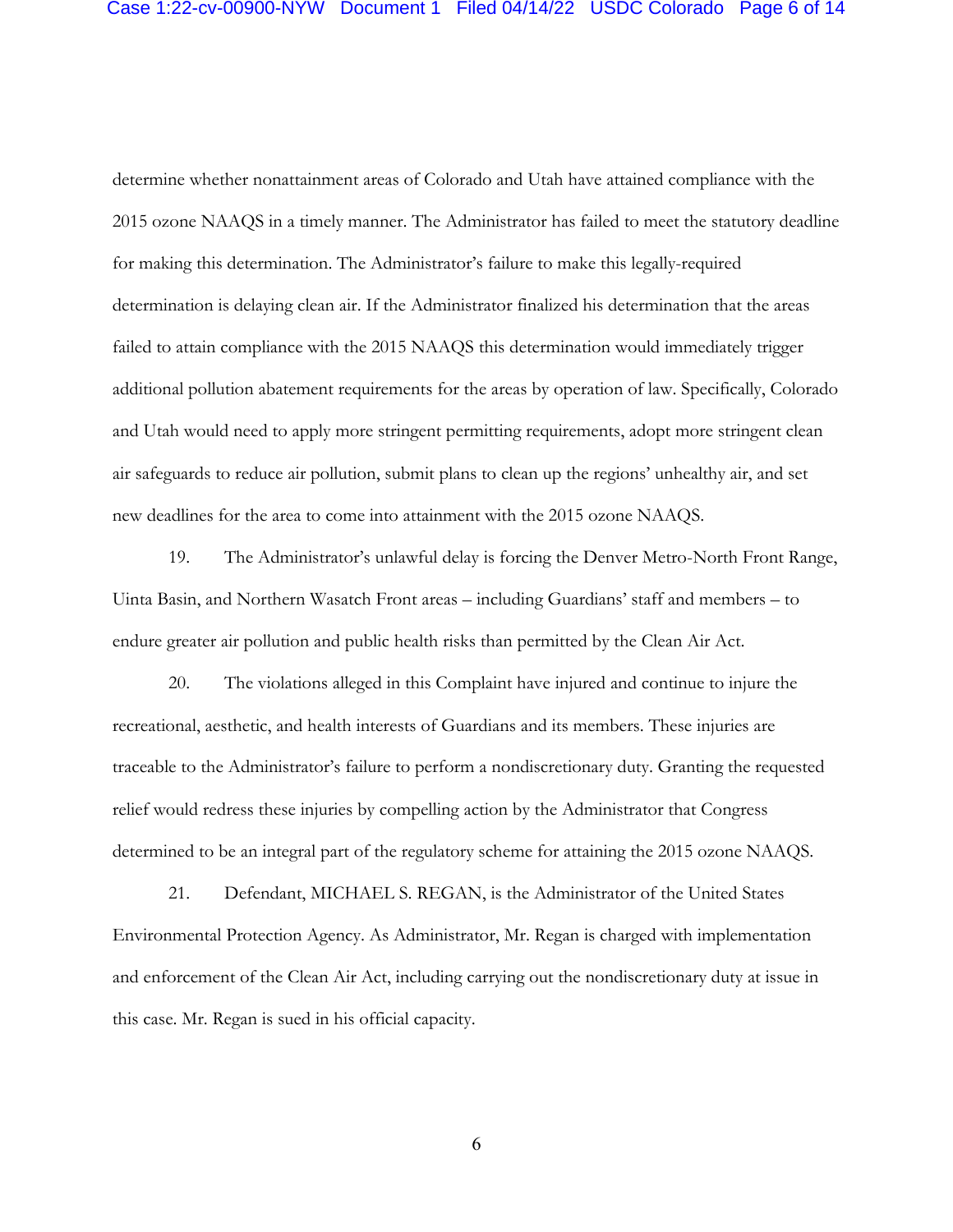determine whether nonattainment areas of Colorado and Utah have attained compliance with the 2015 ozone NAAQS in a timely manner. The Administrator has failed to meet the statutory deadline for making this determination. The Administrator's failure to make this legally-required determination is delaying clean air. If the Administrator finalized his determination that the areas failed to attain compliance with the 2015 NAAQS this determination would immediately trigger additional pollution abatement requirements for the areas by operation of law. Specifically, Colorado and Utah would need to apply more stringent permitting requirements, adopt more stringent clean air safeguards to reduce air pollution, submit plans to clean up the regions' unhealthy air, and set new deadlines for the area to come into attainment with the 2015 ozone NAAQS.

19. The Administrator's unlawful delay is forcing the Denver Metro-North Front Range, Uinta Basin, and Northern Wasatch Front areas – including Guardians' staff and members – to endure greater air pollution and public health risks than permitted by the Clean Air Act.

20. The violations alleged in this Complaint have injured and continue to injure the recreational, aesthetic, and health interests of Guardians and its members. These injuries are traceable to the Administrator's failure to perform a nondiscretionary duty. Granting the requested relief would redress these injuries by compelling action by the Administrator that Congress determined to be an integral part of the regulatory scheme for attaining the 2015 ozone NAAQS.

21. Defendant, MICHAEL S. REGAN, is the Administrator of the United States Environmental Protection Agency. As Administrator, Mr. Regan is charged with implementation and enforcement of the Clean Air Act, including carrying out the nondiscretionary duty at issue in this case. Mr. Regan is sued in his official capacity.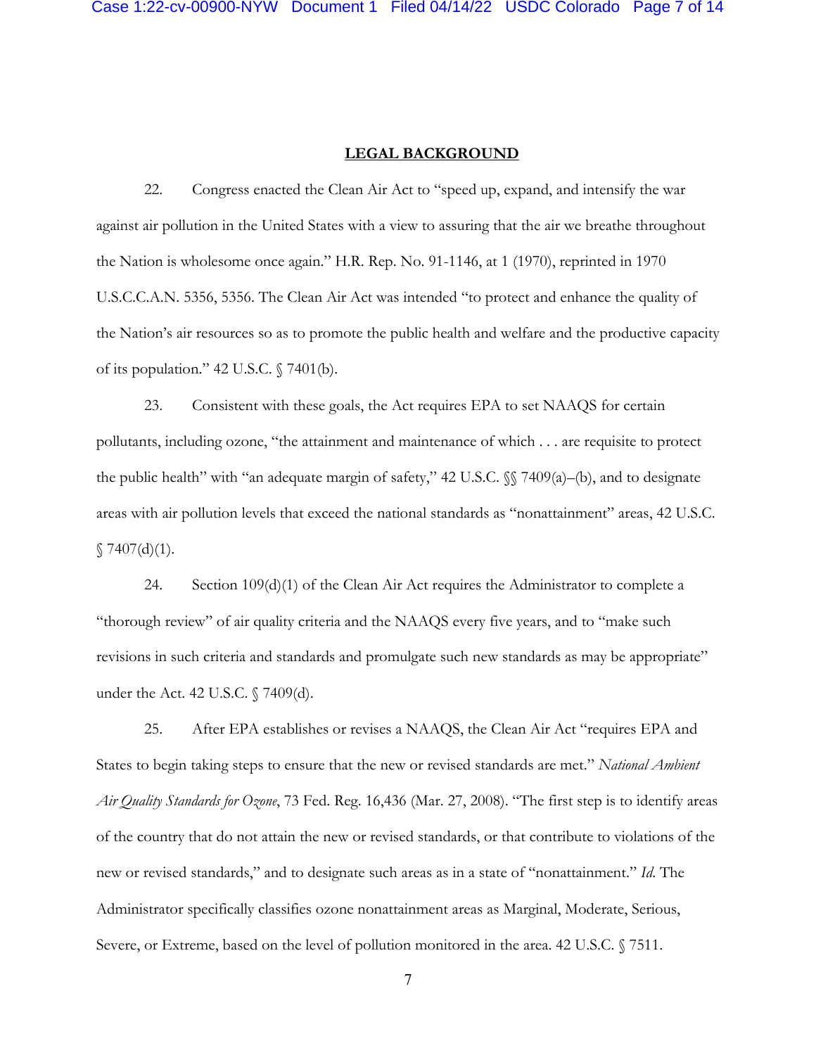## LEGAL BACKGROUND

22. Congress enacted the Clean Air Act to "speed up, expand, and intensify the war against air pollution in the United States with a view to assuring that the air we breathe throughout the Nation is wholesome once again." H.R. Rep. No. 91-1146, at 1 (1970), reprinted in 1970 U.S.C.C.A.N. 5356, 5356. The Clean Air Act was intended "to protect and enhance the quality of the Nation's air resources so as to promote the public health and welfare and the productive capacity of its population." 42 U.S.C. § 7401(b).

23. Consistent with these goals, the Act requires EPA to set NAAQS for certain pollutants, including ozone, "the attainment and maintenance of which . . . are requisite to protect the public health" with "an adequate margin of safety," 42 U.S.C. §§ 7409(a)–(b), and to designate areas with air pollution levels that exceed the national standards as "nonattainment" areas, 42 U.S.C. § 7407(d)(1).

24. Section 109(d)(1) of the Clean Air Act requires the Administrator to complete a "thorough review" of air quality criteria and the NAAQS every five years, and to "make such revisions in such criteria and standards and promulgate such new standards as may be appropriate" under the Act. 42 U.S.C. § 7409(d).

25. After EPA establishes or revises a NAAQS, the Clean Air Act "requires EPA and States to begin taking steps to ensure that the new or revised standards are met." *National Ambient Air Quality Standards for Ozone*, 73 Fed. Reg. 16,436 (Mar. 27, 2008). "The first step is to identify areas of the country that do not attain the new or revised standards, or that contribute to violations of the new or revised standards," and to designate such areas as in a state of "nonattainment." *Id.* The Administrator specifically classifies ozone nonattainment areas as Marginal, Moderate, Serious, Severe, or Extreme, based on the level of pollution monitored in the area. 42 U.S.C. § 7511.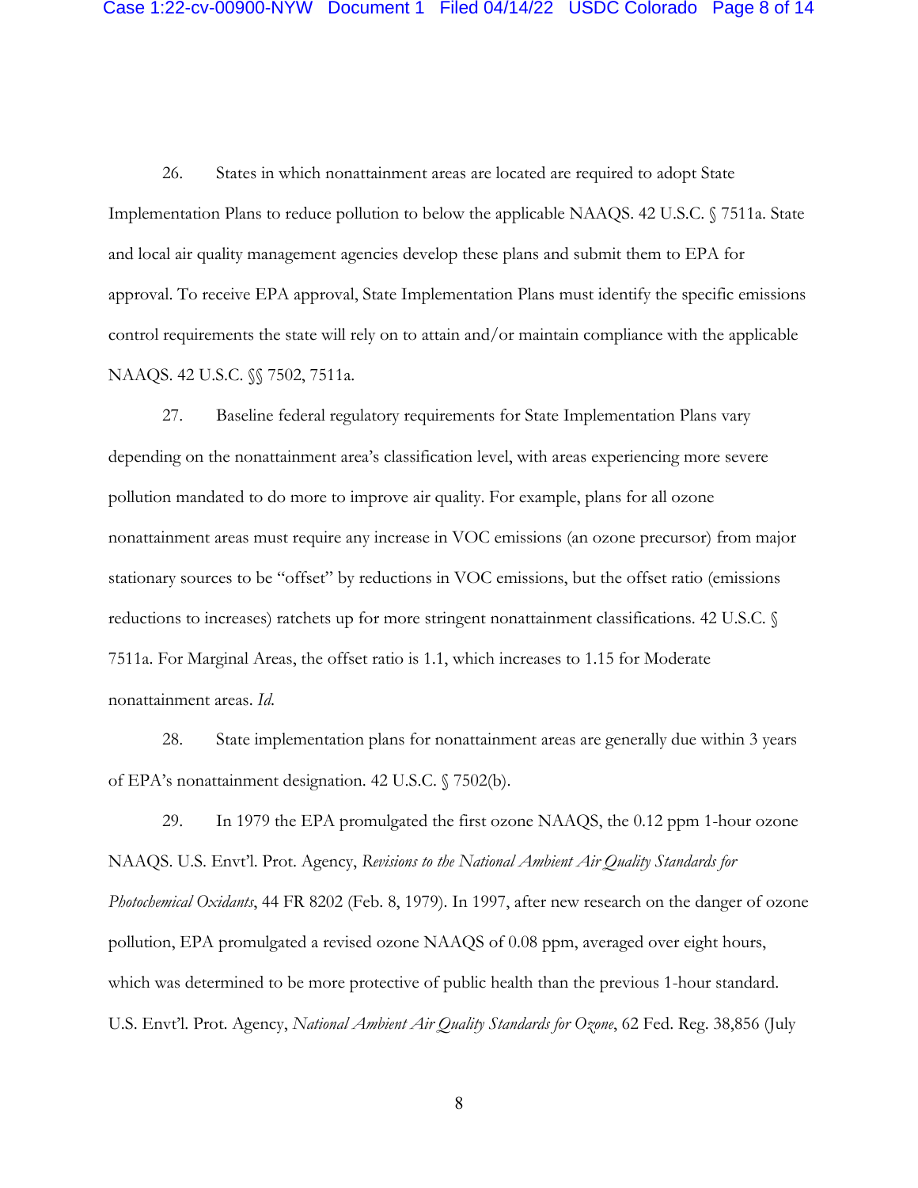26. States in which nonattainment areas are located are required to adopt State Implementation Plans to reduce pollution to below the applicable NAAQS. 42 U.S.C. § 7511a. State and local air quality management agencies develop these plans and submit them to EPA for approval. To receive EPA approval, State Implementation Plans must identify the specific emissions control requirements the state will rely on to attain and/or maintain compliance with the applicable NAAQS. 42 U.S.C. §§ 7502, 7511a.

27. Baseline federal regulatory requirements for State Implementation Plans vary depending on the nonattainment area's classification level, with areas experiencing more severe pollution mandated to do more to improve air quality. For example, plans for all ozone nonattainment areas must require any increase in VOC emissions (an ozone precursor) from major stationary sources to be "offset" by reductions in VOC emissions, but the offset ratio (emissions reductions to increases) ratchets up for more stringent nonattainment classifications. 42 U.S.C. § 7511a. For Marginal Areas, the offset ratio is 1.1, which increases to 1.15 for Moderate nonattainment areas. *Id.*

28. State implementation plans for nonattainment areas are generally due within 3 years of EPA's nonattainment designation. 42 U.S.C. § 7502(b).

29. In 1979 the EPA promulgated the first ozone NAAQS, the 0.12 ppm 1-hour ozone NAAQS. U.S. Envt'l. Prot. Agency, *Revisions to the National Ambient Air Quality Standards for Photochemical Oxidants*, 44 FR 8202 (Feb. 8, 1979). In 1997, after new research on the danger of ozone pollution, EPA promulgated a revised ozone NAAQS of 0.08 ppm, averaged over eight hours, which was determined to be more protective of public health than the previous 1-hour standard. U.S. Envt'l. Prot. Agency, *National Ambient Air Quality Standards for Ozone*, 62 Fed. Reg. 38,856 (July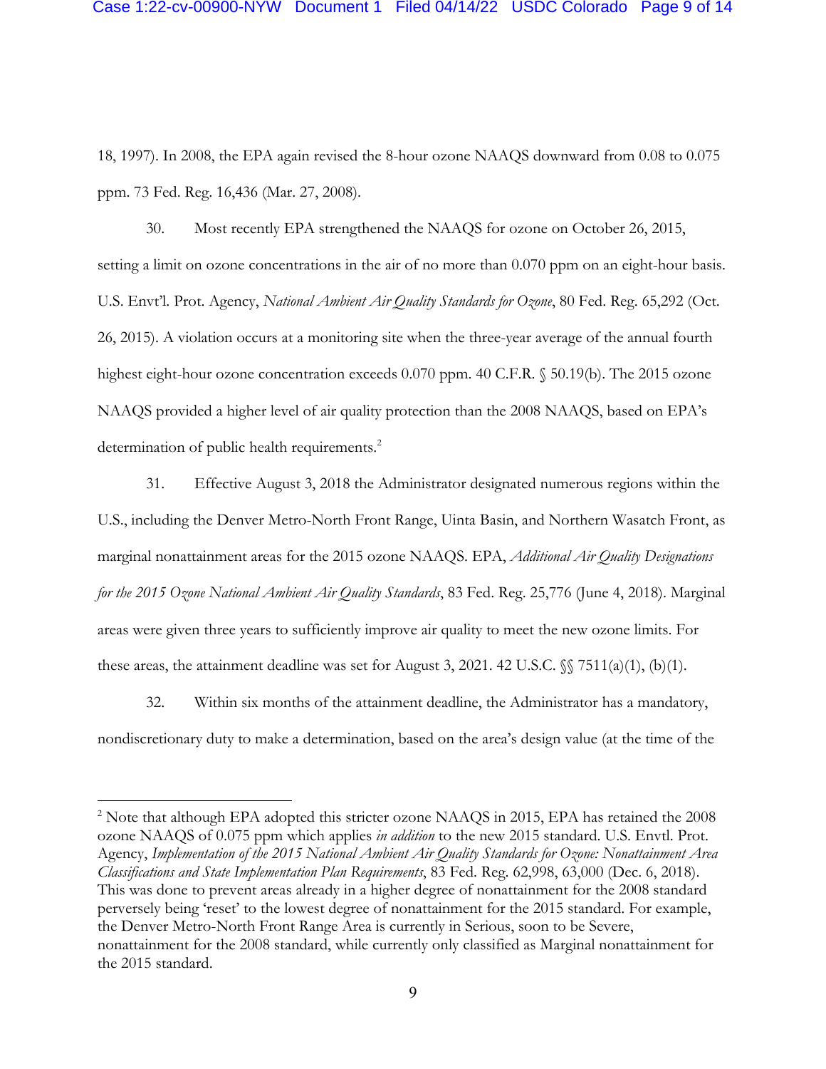18, 1997). In 2008, the EPA again revised the 8-hour ozone NAAQS downward from 0.08 to 0.075 ppm. 73 Fed. Reg. 16,436 (Mar. 27, 2008).

30. Most recently EPA strengthened the NAAQS for ozone on October 26, 2015, setting a limit on ozone concentrations in the air of no more than 0.070 ppm on an eight-hour basis. U.S. Envt'l. Prot. Agency, *National Ambient Air Quality Standards for Ozone*, 80 Fed. Reg. 65,292 (Oct. 26, 2015). A violation occurs at a monitoring site when the three-year average of the annual fourth highest eight-hour ozone concentration exceeds 0.070 ppm. 40 C.F.R. § 50.19(b). The 2015 ozone NAAQS provided a higher level of air quality protection than the 2008 NAAQS, based on EPA's determination of public health requirements.[2]

31. Effective August 3, 2018 the Administrator designated numerous regions within the U.S., including the Denver Metro-North Front Range, Uinta Basin, and Northern Wasatch Front, as marginal nonattainment areas for the 2015 ozone NAAQS. EPA, *Additional Air Quality Designations for the 2015 Ozone National Ambient Air Quality Standards*, 83 Fed. Reg. 25,776 (June 4, 2018). Marginal areas were given three years to sufficiently improve air quality to meet the new ozone limits. For these areas, the attainment deadline was set for August 3, 2021. 42 U.S.C. §§ 7511(a)(1), (b)(1).

32. Within six months of the attainment deadline, the Administrator has a mandatory, nondiscretionary duty to make a determination, based on the area's design value (at the time of the

---

[2] Note that although EPA adopted this stricter ozone NAAQS in 2015, EPA has retained the 2008 ozone NAAQS of 0.075 ppm which applies *in addition* to the new 2015 standard. U.S. Envtl. Prot. Agency, *Implementation of the 2015 National Ambient Air Quality Standards for Ozone: Nonattainment Area Classifications and State Implementation Plan Requirements*, 83 Fed. Reg. 62,998, 63,000 (Dec. 6, 2018). This was done to prevent areas already in a higher degree of nonattainment for the 2008 standard perversely being 'reset' to the lowest degree of nonattainment for the 2015 standard. For example, the Denver Metro-North Front Range Area is currently in Serious, soon to be Severe, nonattainment for the 2008 standard, while currently only classified as Marginal nonattainment for the 2015 standard.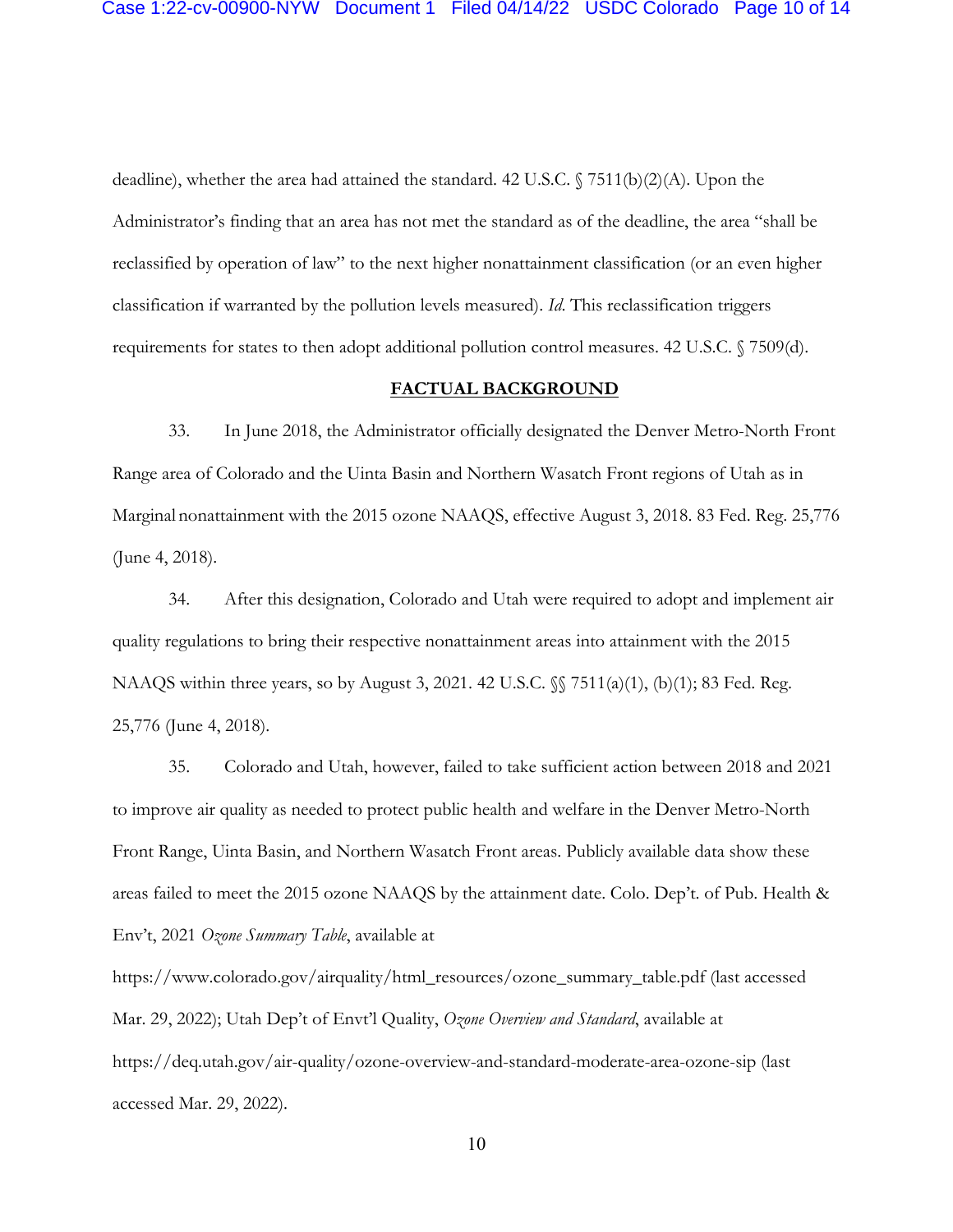deadline), whether the area had attained the standard. 42 U.S.C. § 7511(b)(2)(A). Upon the Administrator's finding that an area has not met the standard as of the deadline, the area "shall be reclassified by operation of law" to the next higher nonattainment classification (or an even higher classification if warranted by the pollution levels measured). *Id.* This reclassification triggers requirements for states to then adopt additional pollution control measures. 42 U.S.C. § 7509(d).

## FACTUAL BACKGROUND

33. In June 2018, the Administrator officially designated the Denver Metro-North Front Range area of Colorado and the Uinta Basin and Northern Wasatch Front regions of Utah as in Marginal nonattainment with the 2015 ozone NAAQS, effective August 3, 2018. 83 Fed. Reg. 25,776 (June 4, 2018).

34. After this designation, Colorado and Utah were required to adopt and implement air quality regulations to bring their respective nonattainment areas into attainment with the 2015 NAAQS within three years, so by August 3, 2021. 42 U.S.C. §§ 7511(a)(1), (b)(1); 83 Fed. Reg. 25,776 (June 4, 2018).

35. Colorado and Utah, however, failed to take sufficient action between 2018 and 2021 to improve air quality as needed to protect public health and welfare in the Denver Metro-North Front Range, Uinta Basin, and Northern Wasatch Front areas. Publicly available data show these areas failed to meet the 2015 ozone NAAQS by the attainment date. Colo. Dep't. of Pub. Health & Env't, 2021 *Ozone Summary Table*, available at https://www.colorado.gov/airquality/html_resources/ozone_summary_table.pdf (last accessed Mar. 29, 2022); Utah Dep't of Envt'l Quality, *Ozone Overview and Standard*, available at https://deq.utah.gov/air-quality/ozone-overview-and-standard-moderate-area-ozone-sip (last accessed Mar. 29, 2022).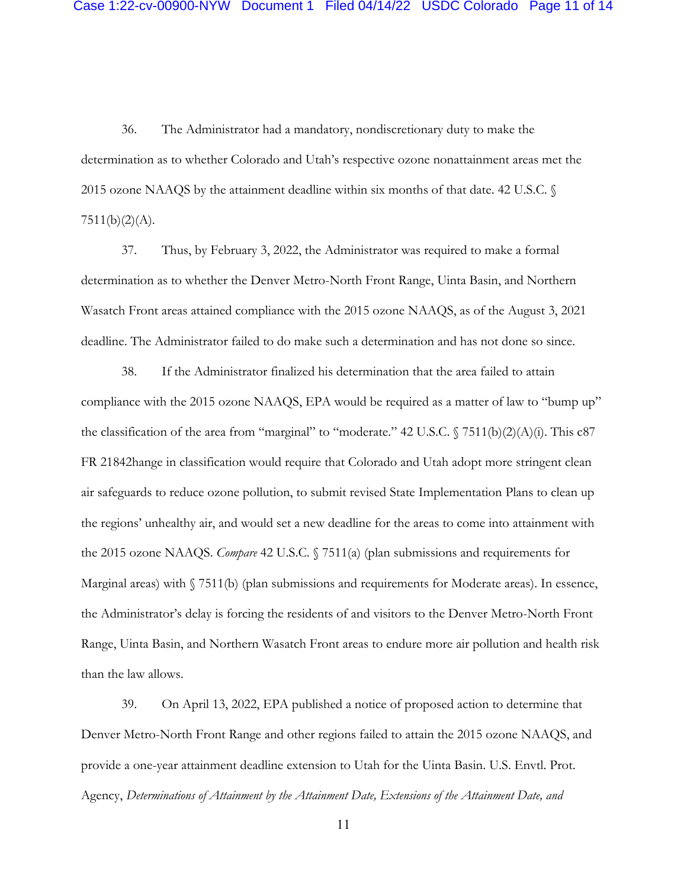36. The Administrator had a mandatory, nondiscretionary duty to make the determination as to whether Colorado and Utah's respective ozone nonattainment areas met the 2015 ozone NAAQS by the attainment deadline within six months of that date. 42 U.S.C. § 7511(b)(2)(A).

37. Thus, by February 3, 2022, the Administrator was required to make a formal determination as to whether the Denver Metro-North Front Range, Uinta Basin, and Northern Wasatch Front areas attained compliance with the 2015 ozone NAAQS, as of the August 3, 2021 deadline. The Administrator failed to do make such a determination and has not done so since.

38. If the Administrator finalized his determination that the area failed to attain compliance with the 2015 ozone NAAQS, EPA would be required as a matter of law to "bump up" the classification of the area from "marginal" to "moderate." 42 U.S.C. § 7511(b)(2)(A)(i). This c87 FR 21842hange in classification would require that Colorado and Utah adopt more stringent clean air safeguards to reduce ozone pollution, to submit revised State Implementation Plans to clean up the regions' unhealthy air, and would set a new deadline for the areas to come into attainment with the 2015 ozone NAAQS. *Compare* 42 U.S.C. § 7511(a) (plan submissions and requirements for Marginal areas) with § 7511(b) (plan submissions and requirements for Moderate areas). In essence, the Administrator's delay is forcing the residents of and visitors to the Denver Metro-North Front Range, Uinta Basin, and Northern Wasatch Front areas to endure more air pollution and health risk than the law allows.

39. On April 13, 2022, EPA published a notice of proposed action to determine that Denver Metro-North Front Range and other regions failed to attain the 2015 ozone NAAQS, and provide a one-year attainment deadline extension to Utah for the Uinta Basin. U.S. Envtl. Prot. Agency, *Determinations of Attainment by the Attainment Date, Extensions of the Attainment Date, and*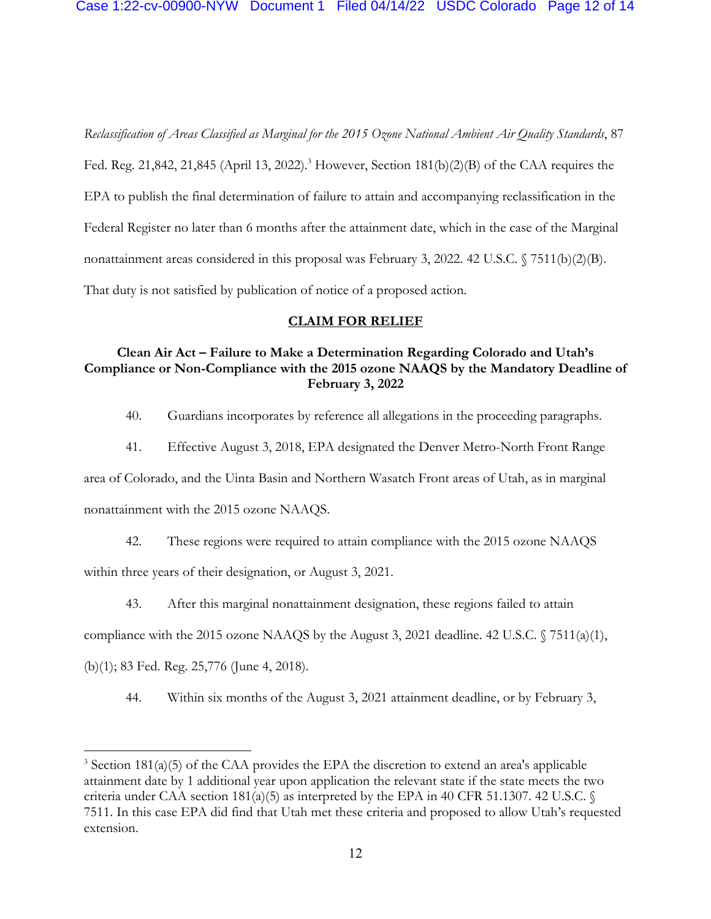*Reclassification of Areas Classified as Marginal for the 2015 Ozone National Ambient Air Quality Standards*, 87 Fed. Reg. 21,842, 21,845 (April 13, 2022).[3] However, Section 181(b)(2)(B) of the CAA requires the EPA to publish the final determination of failure to attain and accompanying reclassification in the Federal Register no later than 6 months after the attainment date, which in the case of the Marginal nonattainment areas considered in this proposal was February 3, 2022. 42 U.S.C. § 7511(b)(2)(B). That duty is not satisfied by publication of notice of a proposed action.

## CLAIM FOR RELIEF

### Clean Air Act – Failure to Make a Determination Regarding Colorado and Utah's Compliance or Non-Compliance with the 2015 ozone NAAQS by the Mandatory Deadline of February 3, 2022

40. Guardians incorporates by reference all allegations in the proceeding paragraphs.

41. Effective August 3, 2018, EPA designated the Denver Metro-North Front Range area of Colorado, and the Uinta Basin and Northern Wasatch Front areas of Utah, as in marginal nonattainment with the 2015 ozone NAAQS.

42. These regions were required to attain compliance with the 2015 ozone NAAQS within three years of their designation, or August 3, 2021.

43. After this marginal nonattainment designation, these regions failed to attain compliance with the 2015 ozone NAAQS by the August 3, 2021 deadline. 42 U.S.C. § 7511(a)(1), (b)(1); 83 Fed. Reg. 25,776 (June 4, 2018).

44. Within six months of the August 3, 2021 attainment deadline, or by February 3,

---

[3] Section 181(a)(5) of the CAA provides the EPA the discretion to extend an area's applicable attainment date by 1 additional year upon application the relevant state if the state meets the two criteria under CAA section 181(a)(5) as interpreted by the EPA in 40 CFR 51.1307. 42 U.S.C. § 7511. In this case EPA did find that Utah met these criteria and proposed to allow Utah's requested extension.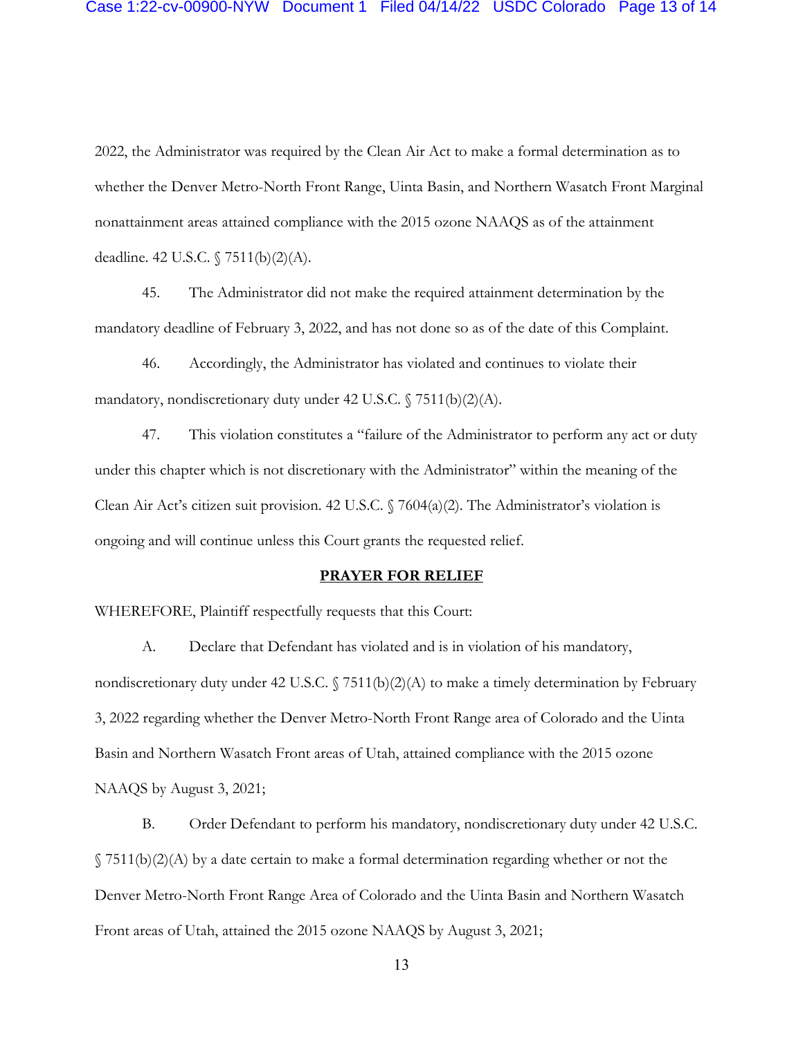2022, the Administrator was required by the Clean Air Act to make a formal determination as to whether the Denver Metro-North Front Range, Uinta Basin, and Northern Wasatch Front Marginal nonattainment areas attained compliance with the 2015 ozone NAAQS as of the attainment deadline. 42 U.S.C. § 7511(b)(2)(A).

45. The Administrator did not make the required attainment determination by the mandatory deadline of February 3, 2022, and has not done so as of the date of this Complaint.

46. Accordingly, the Administrator has violated and continues to violate their mandatory, nondiscretionary duty under 42 U.S.C. § 7511(b)(2)(A).

47. This violation constitutes a "failure of the Administrator to perform any act or duty under this chapter which is not discretionary with the Administrator" within the meaning of the Clean Air Act's citizen suit provision. 42 U.S.C. § 7604(a)(2). The Administrator's violation is ongoing and will continue unless this Court grants the requested relief.

**PRAYER FOR RELIEF**

WHEREFORE, Plaintiff respectfully requests that this Court:

A. Declare that Defendant has violated and is in violation of his mandatory, nondiscretionary duty under 42 U.S.C. § 7511(b)(2)(A) to make a timely determination by February 3, 2022 regarding whether the Denver Metro-North Front Range area of Colorado and the Uinta Basin and Northern Wasatch Front areas of Utah, attained compliance with the 2015 ozone NAAQS by August 3, 2021;

B. Order Defendant to perform his mandatory, nondiscretionary duty under 42 U.S.C. § 7511(b)(2)(A) by a date certain to make a formal determination regarding whether or not the Denver Metro-North Front Range Area of Colorado and the Uinta Basin and Northern Wasatch Front areas of Utah, attained the 2015 ozone NAAQS by August 3, 2021;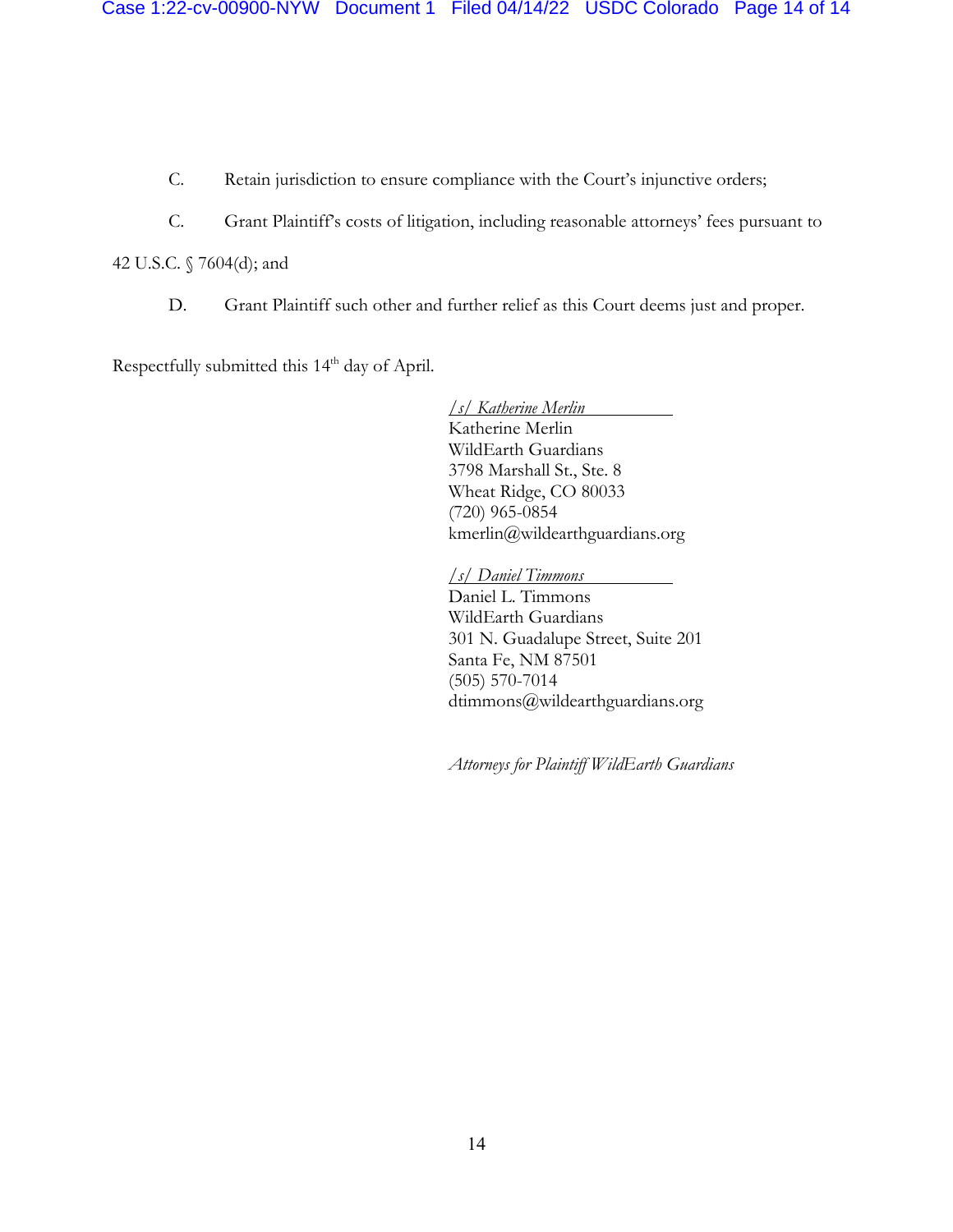C. Retain jurisdiction to ensure compliance with the Court's injunctive orders;

C. Grant Plaintiff's costs of litigation, including reasonable attorneys' fees pursuant to 42 U.S.C. § 7604(d); and

D. Grant Plaintiff such other and further relief as this Court deems just and proper.

Respectfully submitted this 14th day of April.

*/s/ Katherine Merlin*
Katherine Merlin
WildEarth Guardians
3798 Marshall St., Ste. 8
Wheat Ridge, CO 80033
(720) 965-0854
kmerlin@wildearthguardians.org

*/s/ Daniel Timmons*
Daniel L. Timmons
WildEarth Guardians
301 N. Guadalupe Street, Suite 201
Santa Fe, NM 87501
(505) 570-7014
dtimmons@wildearthguardians.org

*Attorneys for Plaintiff WildEarth Guardians*